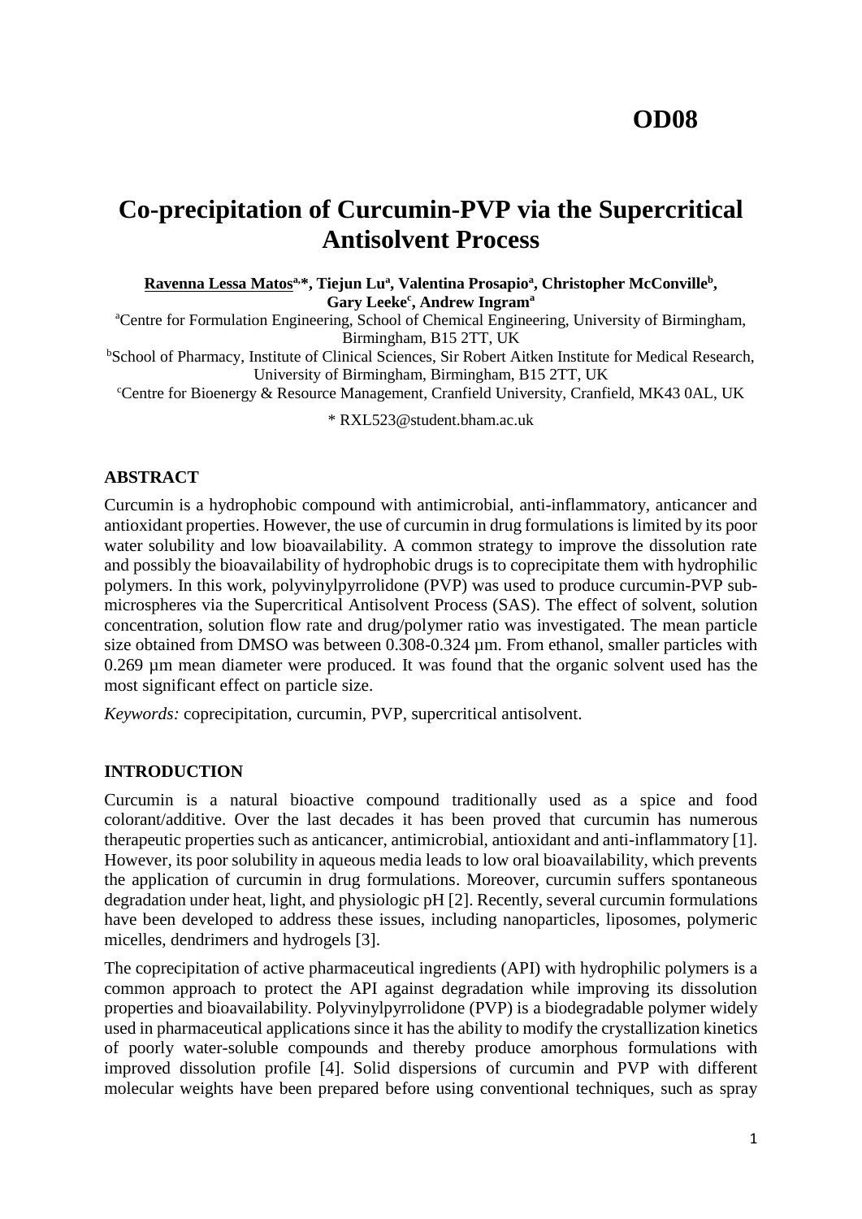**OD08**

# Co-precipitation of Curcumin-PVP via the Supercritical Antisolvent Process

**Ravenna Lessa Matos[a,*], Tiejun Lu[a], Valentina Prosapio[a], Christopher McConville[b], Gary Leeke[c], Andrew Ingram[a]**

[a]Centre for Formulation Engineering, School of Chemical Engineering, University of Birmingham, Birmingham, B15 2TT, UK

[b]School of Pharmacy, Institute of Clinical Sciences, Sir Robert Aitken Institute for Medical Research, University of Birmingham, Birmingham, B15 2TT, UK

[c]Centre for Bioenergy & Resource Management, Cranfield University, Cranfield, MK43 0AL, UK

* RXL523@student.bham.ac.uk

## ABSTRACT

Curcumin is a hydrophobic compound with antimicrobial, anti-inflammatory, anticancer and antioxidant properties. However, the use of curcumin in drug formulations is limited by its poor water solubility and low bioavailability. A common strategy to improve the dissolution rate and possibly the bioavailability of hydrophobic drugs is to coprecipitate them with hydrophilic polymers. In this work, polyvinylpyrrolidone (PVP) was used to produce curcumin-PVP sub-microspheres via the Supercritical Antisolvent Process (SAS). The effect of solvent, solution concentration, solution flow rate and drug/polymer ratio was investigated. The mean particle size obtained from DMSO was between 0.308-0.324 µm. From ethanol, smaller particles with 0.269 µm mean diameter were produced. It was found that the organic solvent used has the most significant effect on particle size.

*Keywords:* coprecipitation, curcumin, PVP, supercritical antisolvent.

## INTRODUCTION

Curcumin is a natural bioactive compound traditionally used as a spice and food colorant/additive. Over the last decades it has been proved that curcumin has numerous therapeutic properties such as anticancer, antimicrobial, antioxidant and anti-inflammatory [1]. However, its poor solubility in aqueous media leads to low oral bioavailability, which prevents the application of curcumin in drug formulations. Moreover, curcumin suffers spontaneous degradation under heat, light, and physiologic pH [2]. Recently, several curcumin formulations have been developed to address these issues, including nanoparticles, liposomes, polymeric micelles, dendrimers and hydrogels [3].

The coprecipitation of active pharmaceutical ingredients (API) with hydrophilic polymers is a common approach to protect the API against degradation while improving its dissolution properties and bioavailability. Polyvinylpyrrolidone (PVP) is a biodegradable polymer widely used in pharmaceutical applications since it has the ability to modify the crystallization kinetics of poorly water-soluble compounds and thereby produce amorphous formulations with improved dissolution profile [4]. Solid dispersions of curcumin and PVP with different molecular weights have been prepared before using conventional techniques, such as spray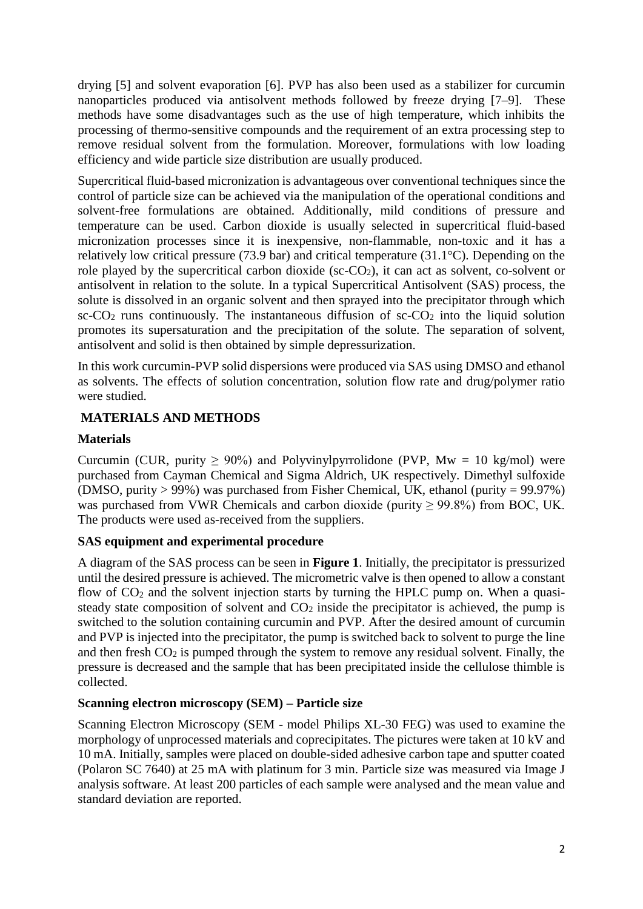drying [5] and solvent evaporation [6]. PVP has also been used as a stabilizer for curcumin nanoparticles produced via antisolvent methods followed by freeze drying [7–9]. These methods have some disadvantages such as the use of high temperature, which inhibits the processing of thermo-sensitive compounds and the requirement of an extra processing step to remove residual solvent from the formulation. Moreover, formulations with low loading efficiency and wide particle size distribution are usually produced.

Supercritical fluid-based micronization is advantageous over conventional techniques since the control of particle size can be achieved via the manipulation of the operational conditions and solvent-free formulations are obtained. Additionally, mild conditions of pressure and temperature can be used. Carbon dioxide is usually selected in supercritical fluid-based micronization processes since it is inexpensive, non-flammable, non-toxic and it has a relatively low critical pressure (73.9 bar) and critical temperature (31.1°C). Depending on the role played by the supercritical carbon dioxide (sc-$CO_2$), it can act as solvent, co-solvent or antisolvent in relation to the solute. In a typical Supercritical Antisolvent (SAS) process, the solute is dissolved in an organic solvent and then sprayed into the precipitator through which sc-$CO_2$ runs continuously. The instantaneous diffusion of sc-$CO_2$ into the liquid solution promotes its supersaturation and the precipitation of the solute. The separation of solvent, antisolvent and solid is then obtained by simple depressurization.

In this work curcumin-PVP solid dispersions were produced via SAS using DMSO and ethanol as solvents. The effects of solution concentration, solution flow rate and drug/polymer ratio were studied.

## MATERIALS AND METHODS

### Materials

Curcumin (CUR, purity ≥ 90%) and Polyvinylpyrrolidone (PVP, Mw = 10 kg/mol) were purchased from Cayman Chemical and Sigma Aldrich, UK respectively. Dimethyl sulfoxide (DMSO, purity > 99%) was purchased from Fisher Chemical, UK, ethanol (purity = 99.97%) was purchased from VWR Chemicals and carbon dioxide (purity ≥ 99.8%) from BOC, UK. The products were used as-received from the suppliers.

### SAS equipment and experimental procedure

A diagram of the SAS process can be seen in **Figure 1**. Initially, the precipitator is pressurized until the desired pressure is achieved. The micrometric valve is then opened to allow a constant flow of $CO_2$ and the solvent injection starts by turning the HPLC pump on. When a quasi-steady state composition of solvent and $CO_2$ inside the precipitator is achieved, the pump is switched to the solution containing curcumin and PVP. After the desired amount of curcumin and PVP is injected into the precipitator, the pump is switched back to solvent to purge the line and then fresh $CO_2$ is pumped through the system to remove any residual solvent. Finally, the pressure is decreased and the sample that has been precipitated inside the cellulose thimble is collected.

### Scanning electron microscopy (SEM) – Particle size

Scanning Electron Microscopy (SEM - model Philips XL-30 FEG) was used to examine the morphology of unprocessed materials and coprecipitates. The pictures were taken at 10 kV and 10 mA. Initially, samples were placed on double-sided adhesive carbon tape and sputter coated (Polaron SC 7640) at 25 mA with platinum for 3 min. Particle size was measured via Image J analysis software. At least 200 particles of each sample were analysed and the mean value and standard deviation are reported.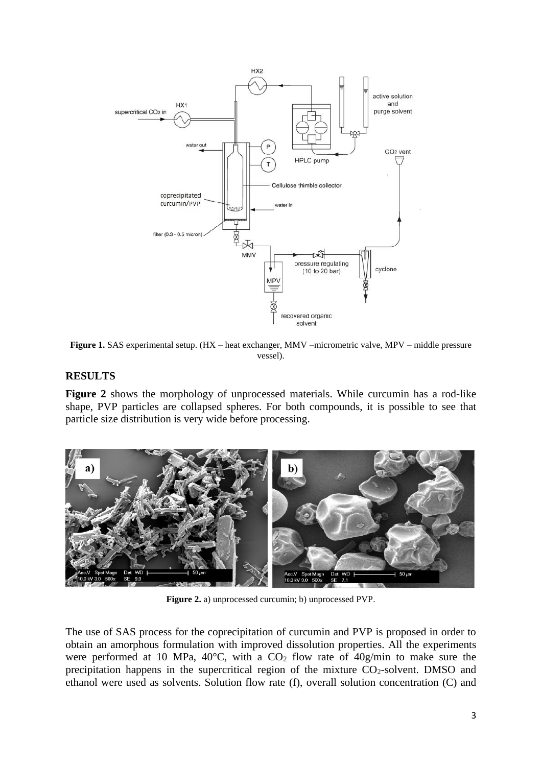**Figure 1.** SAS experimental setup. (HX – heat exchanger, MMV –micrometric valve, MPV – middle pressure vessel).

## RESULTS

**Figure 2** shows the morphology of unprocessed materials. While curcumin has a rod-like shape, PVP particles are collapsed spheres. For both compounds, it is possible to see that particle size distribution is very wide before processing.

**Figure 2.** a) unprocessed curcumin; b) unprocessed PVP.

The use of SAS process for the coprecipitation of curcumin and PVP is proposed in order to obtain an amorphous formulation with improved dissolution properties. All the experiments were performed at 10 MPa, 40°C, with a $CO_2$ flow rate of 40g/min to make sure the precipitation happens in the supercritical region of the mixture $CO_2$-solvent. DMSO and ethanol were used as solvents. Solution flow rate (f), overall solution concentration (C) and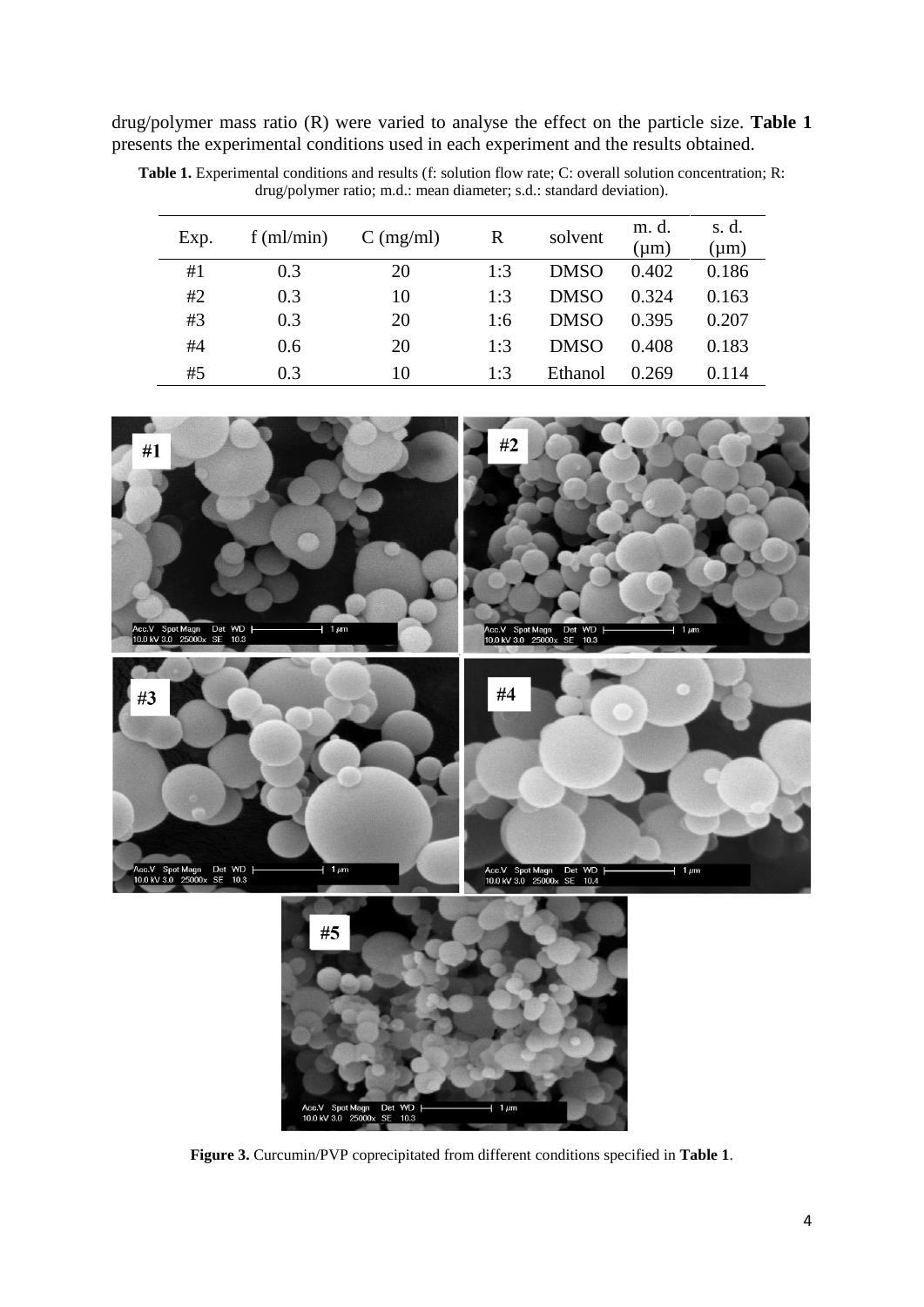drug/polymer mass ratio (R) were varied to analyse the effect on the particle size. **Table 1** presents the experimental conditions used in each experiment and the results obtained.

**Table 1.** Experimental conditions and results (f: solution flow rate; C: overall solution concentration; R: drug/polymer ratio; m.d.: mean diameter; s.d.: standard deviation).

| Exp. | f (ml/min) | C (mg/ml) | R | solvent | m. d. (μm) | s. d. (μm) |
|---|---|---|---|---|---|---|
| #1 | 0.3 | 20 | 1:3 | DMSO | 0.402 | 0.186 |
| #2 | 0.3 | 10 | 1:3 | DMSO | 0.324 | 0.163 |
| #3 | 0.3 | 20 | 1:6 | DMSO | 0.395 | 0.207 |
| #4 | 0.6 | 20 | 1:3 | DMSO | 0.408 | 0.183 |
| #5 | 0.3 | 10 | 1:3 | Ethanol | 0.269 | 0.114 |

**Figure 3.** Curcumin/PVP coprecipitated from different conditions specified in **Table 1**.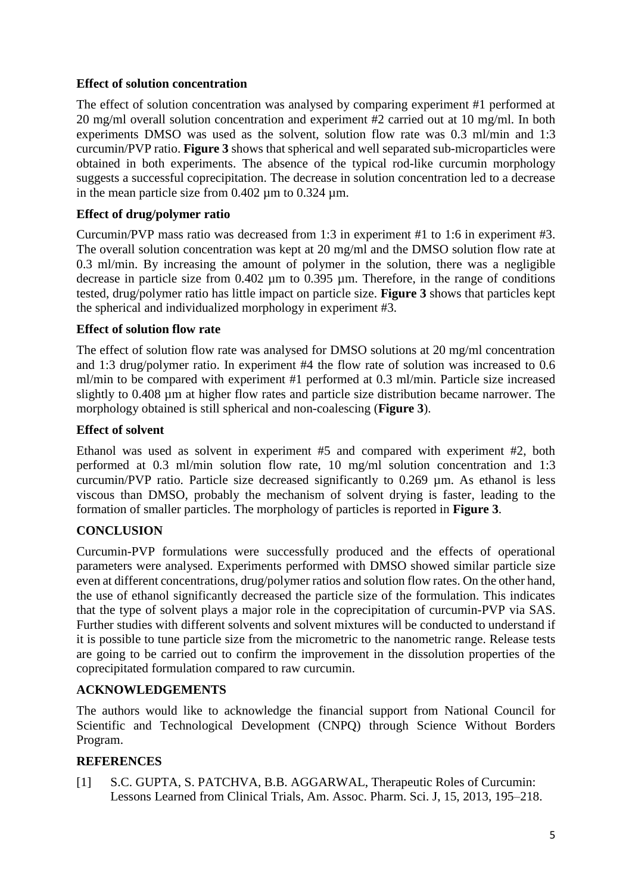### Effect of solution concentration

The effect of solution concentration was analysed by comparing experiment #1 performed at 20 mg/ml overall solution concentration and experiment #2 carried out at 10 mg/ml. In both experiments DMSO was used as the solvent, solution flow rate was 0.3 ml/min and 1:3 curcumin/PVP ratio. **Figure 3** shows that spherical and well separated sub-microparticles were obtained in both experiments. The absence of the typical rod-like curcumin morphology suggests a successful coprecipitation. The decrease in solution concentration led to a decrease in the mean particle size from 0.402 µm to 0.324 µm.

### Effect of drug/polymer ratio

Curcumin/PVP mass ratio was decreased from 1:3 in experiment #1 to 1:6 in experiment #3. The overall solution concentration was kept at 20 mg/ml and the DMSO solution flow rate at 0.3 ml/min. By increasing the amount of polymer in the solution, there was a negligible decrease in particle size from 0.402 µm to 0.395 µm. Therefore, in the range of conditions tested, drug/polymer ratio has little impact on particle size. **Figure 3** shows that particles kept the spherical and individualized morphology in experiment #3.

### Effect of solution flow rate

The effect of solution flow rate was analysed for DMSO solutions at 20 mg/ml concentration and 1:3 drug/polymer ratio. In experiment #4 the flow rate of solution was increased to 0.6 ml/min to be compared with experiment #1 performed at 0.3 ml/min. Particle size increased slightly to 0.408 µm at higher flow rates and particle size distribution became narrower. The morphology obtained is still spherical and non-coalescing (**Figure 3**).

### Effect of solvent

Ethanol was used as solvent in experiment #5 and compared with experiment #2, both performed at 0.3 ml/min solution flow rate, 10 mg/ml solution concentration and 1:3 curcumin/PVP ratio. Particle size decreased significantly to 0.269 µm. As ethanol is less viscous than DMSO, probably the mechanism of solvent drying is faster, leading to the formation of smaller particles. The morphology of particles is reported in **Figure 3**.

## CONCLUSION

Curcumin-PVP formulations were successfully produced and the effects of operational parameters were analysed. Experiments performed with DMSO showed similar particle size even at different concentrations, drug/polymer ratios and solution flow rates. On the other hand, the use of ethanol significantly decreased the particle size of the formulation. This indicates that the type of solvent plays a major role in the coprecipitation of curcumin-PVP via SAS. Further studies with different solvents and solvent mixtures will be conducted to understand if it is possible to tune particle size from the micrometric to the nanometric range. Release tests are going to be carried out to confirm the improvement in the dissolution properties of the coprecipitated formulation compared to raw curcumin.

## ACKNOWLEDGEMENTS

The authors would like to acknowledge the financial support from National Council for Scientific and Technological Development (CNPQ) through Science Without Borders Program.

## REFERENCES

[1] S.C. GUPTA, S. PATCHVA, B.B. AGGARWAL, Therapeutic Roles of Curcumin: Lessons Learned from Clinical Trials, Am. Assoc. Pharm. Sci. J, 15, 2013, 195–218.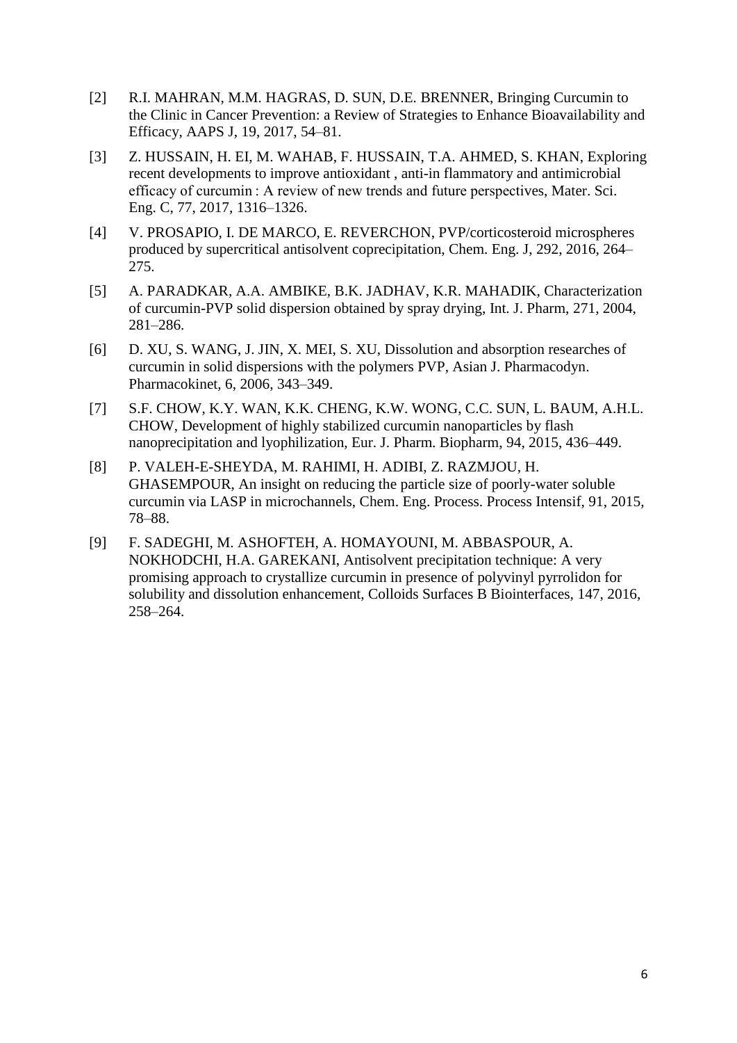[2] R.I. MAHRAN, M.M. HAGRAS, D. SUN, D.E. BRENNER, Bringing Curcumin to the Clinic in Cancer Prevention: a Review of Strategies to Enhance Bioavailability and Efficacy, AAPS J, 19, 2017, 54–81.

[3] Z. HUSSAIN, H. EI, M. WAHAB, F. HUSSAIN, T.A. AHMED, S. KHAN, Exploring recent developments to improve antioxidant , anti-in flammatory and antimicrobial efficacy of curcumin : A review of new trends and future perspectives, Mater. Sci. Eng. C, 77, 2017, 1316–1326.

[4] V. PROSAPIO, I. DE MARCO, E. REVERCHON, PVP/corticosteroid microspheres produced by supercritical antisolvent coprecipitation, Chem. Eng. J, 292, 2016, 264–275.

[5] A. PARADKAR, A.A. AMBIKE, B.K. JADHAV, K.R. MAHADIK, Characterization of curcumin-PVP solid dispersion obtained by spray drying, Int. J. Pharm, 271, 2004, 281–286.

[6] D. XU, S. WANG, J. JIN, X. MEI, S. XU, Dissolution and absorption researches of curcumin in solid dispersions with the polymers PVP, Asian J. Pharmacodyn. Pharmacokinet, 6, 2006, 343–349.

[7] S.F. CHOW, K.Y. WAN, K.K. CHENG, K.W. WONG, C.C. SUN, L. BAUM, A.H.L. CHOW, Development of highly stabilized curcumin nanoparticles by flash nanoprecipitation and lyophilization, Eur. J. Pharm. Biopharm, 94, 2015, 436–449.

[8] P. VALEH-E-SHEYDA, M. RAHIMI, H. ADIBI, Z. RAZMJOU, H. GHASEMPOUR, An insight on reducing the particle size of poorly-water soluble curcumin via LASP in microchannels, Chem. Eng. Process. Process Intensif, 91, 2015, 78–88.

[9] F. SADEGHI, M. ASHOFTEH, A. HOMAYOUNI, M. ABBASPOUR, A. NOKHODCHI, H.A. GAREKANI, Antisolvent precipitation technique: A very promising approach to crystallize curcumin in presence of polyvinyl pyrrolidon for solubility and dissolution enhancement, Colloids Surfaces B Biointerfaces, 147, 2016, 258–264.